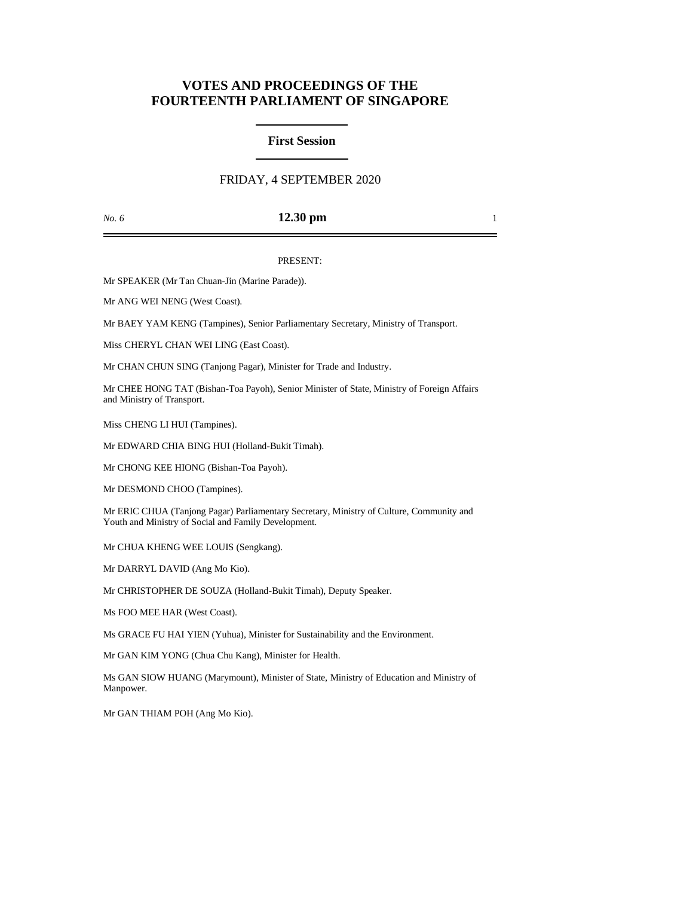# VOTES AND PROCEEDINGS OF THE FOURTEENTH PARLIAMENT OF SINGAPORE

## First Session

FRIDAY, 4 SEPTEMBER 2020

*No. 6* **12.30 pm**

PRESENT:

Mr SPEAKER (Mr Tan Chuan-Jin (Marine Parade)).

Mr ANG WEI NENG (West Coast).

Mr BAEY YAM KENG (Tampines), Senior Parliamentary Secretary, Ministry of Transport.

Miss CHERYL CHAN WEI LING (East Coast).

Mr CHAN CHUN SING (Tanjong Pagar), Minister for Trade and Industry.

Mr CHEE HONG TAT (Bishan-Toa Payoh), Senior Minister of State, Ministry of Foreign Affairs and Ministry of Transport.

Miss CHENG LI HUI (Tampines).

Mr EDWARD CHIA BING HUI (Holland-Bukit Timah).

Mr CHONG KEE HIONG (Bishan-Toa Payoh).

Mr DESMOND CHOO (Tampines).

Mr ERIC CHUA (Tanjong Pagar) Parliamentary Secretary, Ministry of Culture, Community and Youth and Ministry of Social and Family Development.

Mr CHUA KHENG WEE LOUIS (Sengkang).

Mr DARRYL DAVID (Ang Mo Kio).

Mr CHRISTOPHER DE SOUZA (Holland-Bukit Timah), Deputy Speaker.

Ms FOO MEE HAR (West Coast).

Ms GRACE FU HAI YIEN (Yuhua), Minister for Sustainability and the Environment.

Mr GAN KIM YONG (Chua Chu Kang), Minister for Health.

Ms GAN SIOW HUANG (Marymount), Minister of State, Ministry of Education and Ministry of Manpower.

Mr GAN THIAM POH (Ang Mo Kio).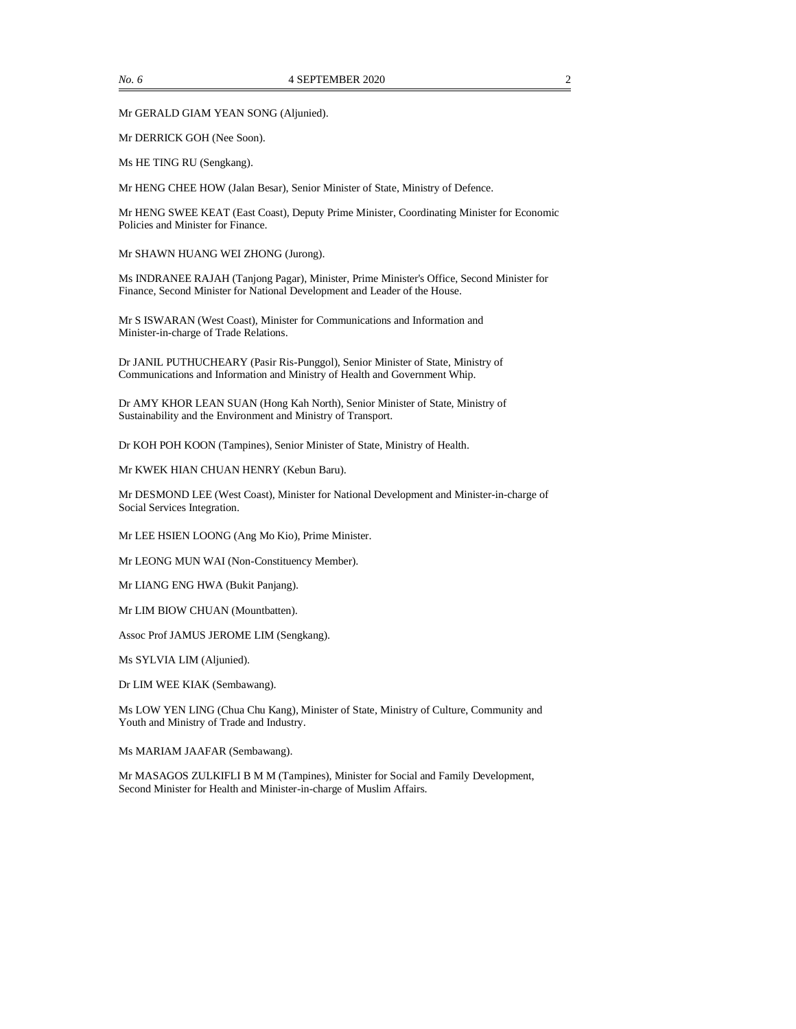Mr GERALD GIAM YEAN SONG (Aljunied).

Mr DERRICK GOH (Nee Soon).

Ms HE TING RU (Sengkang).

Mr HENG CHEE HOW (Jalan Besar), Senior Minister of State, Ministry of Defence.

Mr HENG SWEE KEAT (East Coast), Deputy Prime Minister, Coordinating Minister for Economic Policies and Minister for Finance.

Mr SHAWN HUANG WEI ZHONG (Jurong).

Ms INDRANEE RAJAH (Tanjong Pagar), Minister, Prime Minister's Office, Second Minister for Finance, Second Minister for National Development and Leader of the House.

Mr S ISWARAN (West Coast), Minister for Communications and Information and Minister-in-charge of Trade Relations.

Dr JANIL PUTHUCHEARY (Pasir Ris-Punggol), Senior Minister of State, Ministry of Communications and Information and Ministry of Health and Government Whip.

Dr AMY KHOR LEAN SUAN (Hong Kah North), Senior Minister of State, Ministry of Sustainability and the Environment and Ministry of Transport.

Dr KOH POH KOON (Tampines), Senior Minister of State, Ministry of Health.

Mr KWEK HIAN CHUAN HENRY (Kebun Baru).

Mr DESMOND LEE (West Coast), Minister for National Development and Minister-in-charge of Social Services Integration.

Mr LEE HSIEN LOONG (Ang Mo Kio), Prime Minister.

Mr LEONG MUN WAI (Non-Constituency Member).

Mr LIANG ENG HWA (Bukit Panjang).

Mr LIM BIOW CHUAN (Mountbatten).

Assoc Prof JAMUS JEROME LIM (Sengkang).

Ms SYLVIA LIM (Aljunied).

Dr LIM WEE KIAK (Sembawang).

Ms LOW YEN LING (Chua Chu Kang), Minister of State, Ministry of Culture, Community and Youth and Ministry of Trade and Industry.

Ms MARIAM JAAFAR (Sembawang).

Mr MASAGOS ZULKIFLI B M M (Tampines), Minister for Social and Family Development, Second Minister for Health and Minister-in-charge of Muslim Affairs.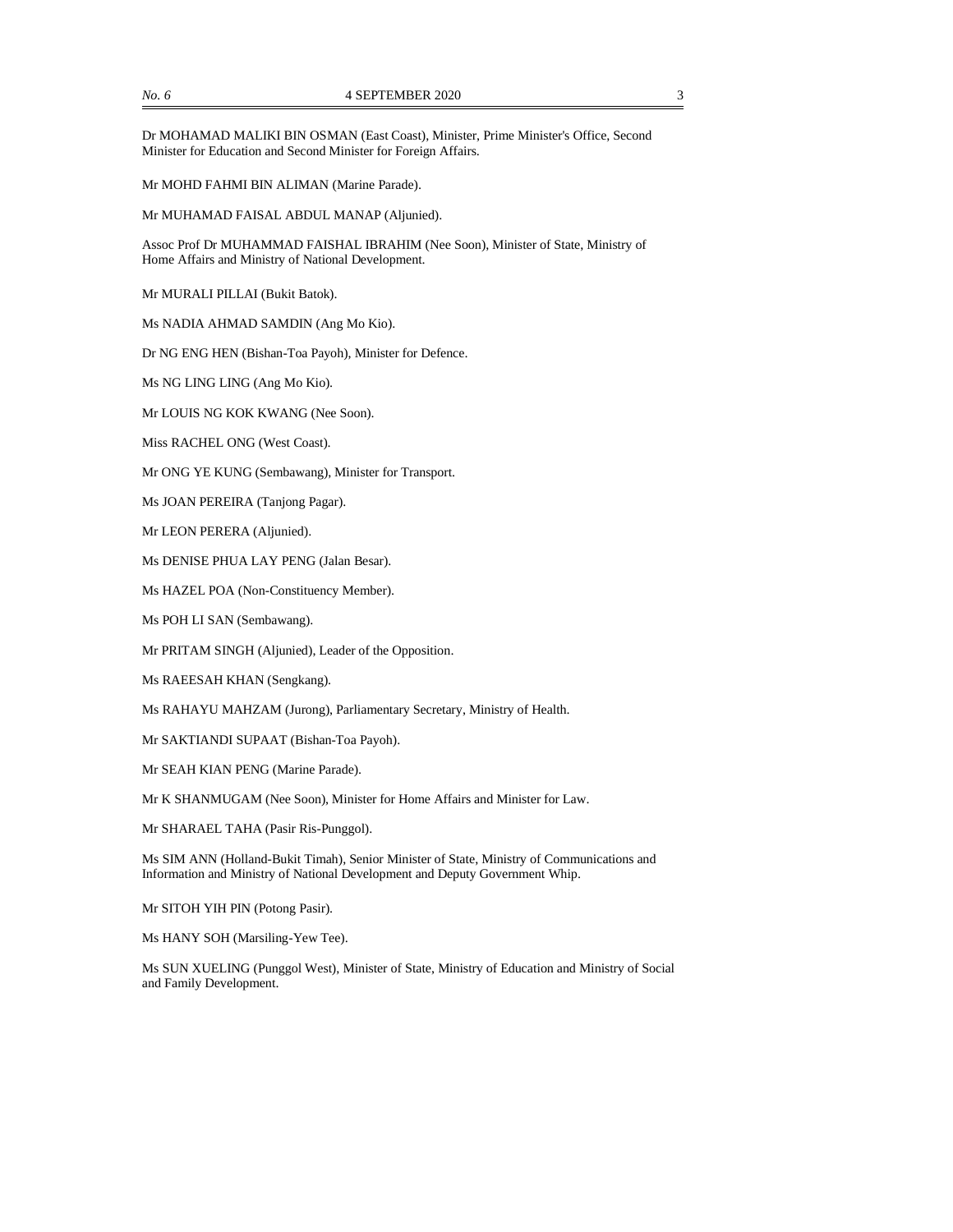Dr MOHAMAD MALIKI BIN OSMAN (East Coast), Minister, Prime Minister's Office, Second Minister for Education and Second Minister for Foreign Affairs.

Mr MOHD FAHMI BIN ALIMAN (Marine Parade).

Mr MUHAMAD FAISAL ABDUL MANAP (Aljunied).

Assoc Prof Dr MUHAMMAD FAISHAL IBRAHIM (Nee Soon), Minister of State, Ministry of Home Affairs and Ministry of National Development.

Mr MURALI PILLAI (Bukit Batok).

Ms NADIA AHMAD SAMDIN (Ang Mo Kio).

Dr NG ENG HEN (Bishan-Toa Payoh), Minister for Defence.

Ms NG LING LING (Ang Mo Kio).

Mr LOUIS NG KOK KWANG (Nee Soon).

Miss RACHEL ONG (West Coast).

Mr ONG YE KUNG (Sembawang), Minister for Transport.

Ms JOAN PEREIRA (Tanjong Pagar).

Mr LEON PERERA (Aljunied).

Ms DENISE PHUA LAY PENG (Jalan Besar).

Ms HAZEL POA (Non-Constituency Member).

Ms POH LI SAN (Sembawang).

Mr PRITAM SINGH (Aljunied), Leader of the Opposition.

Ms RAEESAH KHAN (Sengkang).

Ms RAHAYU MAHZAM (Jurong), Parliamentary Secretary, Ministry of Health.

Mr SAKTIANDI SUPAAT (Bishan-Toa Payoh).

Mr SEAH KIAN PENG (Marine Parade).

Mr K SHANMUGAM (Nee Soon), Minister for Home Affairs and Minister for Law.

Mr SHARAEL TAHA (Pasir Ris-Punggol).

Ms SIM ANN (Holland-Bukit Timah), Senior Minister of State, Ministry of Communications and Information and Ministry of National Development and Deputy Government Whip.

Mr SITOH YIH PIN (Potong Pasir).

Ms HANY SOH (Marsiling-Yew Tee).

Ms SUN XUELING (Punggol West), Minister of State, Ministry of Education and Ministry of Social and Family Development.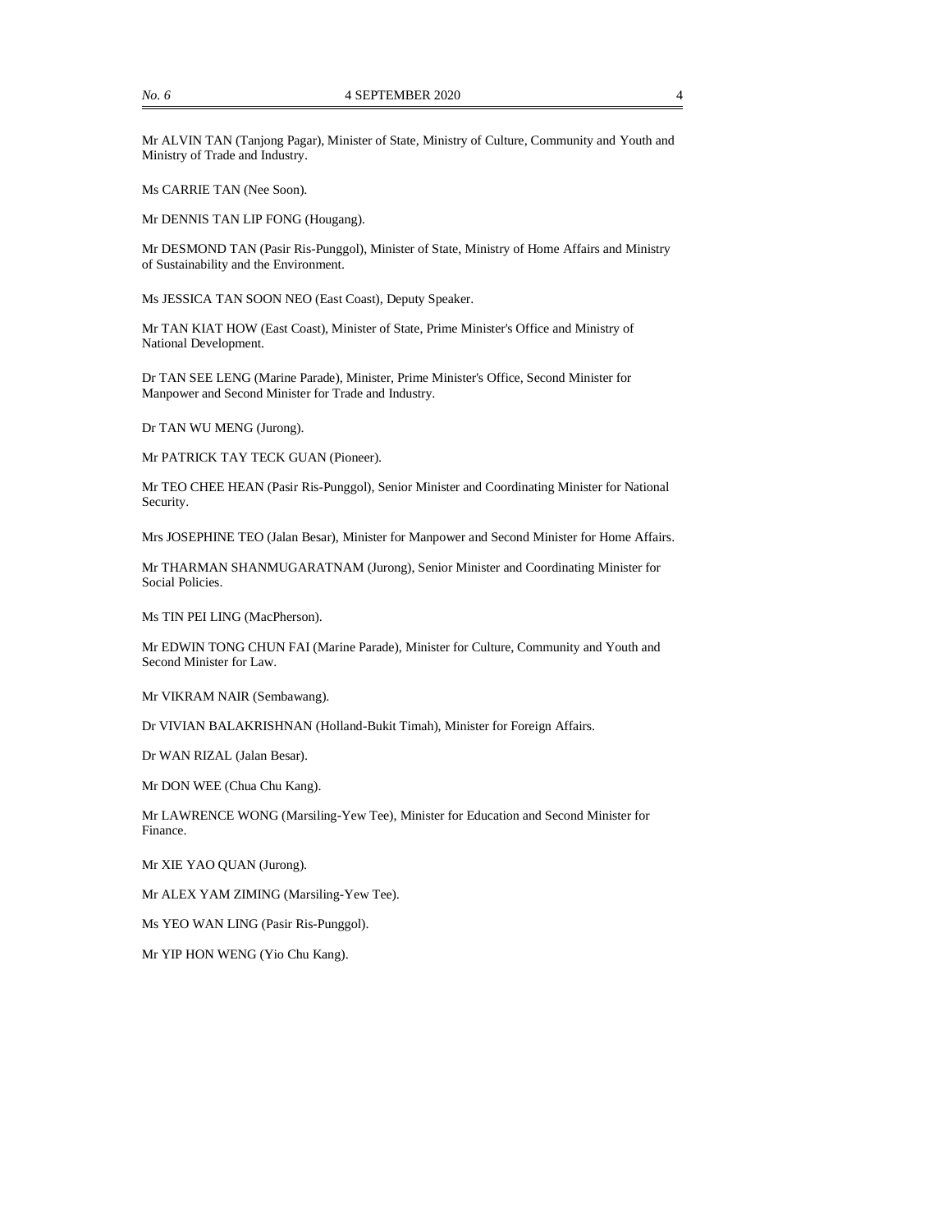Mr ALVIN TAN (Tanjong Pagar), Minister of State, Ministry of Culture, Community and Youth and Ministry of Trade and Industry.

Ms CARRIE TAN (Nee Soon).

Mr DENNIS TAN LIP FONG (Hougang).

Mr DESMOND TAN (Pasir Ris-Punggol), Minister of State, Ministry of Home Affairs and Ministry of Sustainability and the Environment.

Ms JESSICA TAN SOON NEO (East Coast), Deputy Speaker.

Mr TAN KIAT HOW (East Coast), Minister of State, Prime Minister's Office and Ministry of National Development.

Dr TAN SEE LENG (Marine Parade), Minister, Prime Minister's Office, Second Minister for Manpower and Second Minister for Trade and Industry.

Dr TAN WU MENG (Jurong).

Mr PATRICK TAY TECK GUAN (Pioneer).

Mr TEO CHEE HEAN (Pasir Ris-Punggol), Senior Minister and Coordinating Minister for National Security.

Mrs JOSEPHINE TEO (Jalan Besar), Minister for Manpower and Second Minister for Home Affairs.

Mr THARMAN SHANMUGARATNAM (Jurong), Senior Minister and Coordinating Minister for Social Policies.

Ms TIN PEI LING (MacPherson).

Mr EDWIN TONG CHUN FAI (Marine Parade), Minister for Culture, Community and Youth and Second Minister for Law.

Mr VIKRAM NAIR (Sembawang).

Dr VIVIAN BALAKRISHNAN (Holland-Bukit Timah), Minister for Foreign Affairs.

Dr WAN RIZAL (Jalan Besar).

Mr DON WEE (Chua Chu Kang).

Mr LAWRENCE WONG (Marsiling-Yew Tee), Minister for Education and Second Minister for Finance.

Mr XIE YAO QUAN (Jurong).

Mr ALEX YAM ZIMING (Marsiling-Yew Tee).

Ms YEO WAN LING (Pasir Ris-Punggol).

Mr YIP HON WENG (Yio Chu Kang).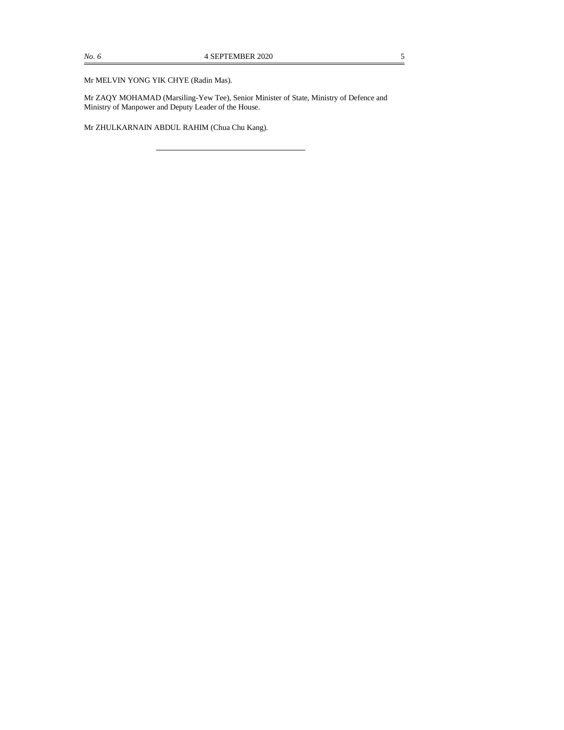Mr MELVIN YONG YIK CHYE (Radin Mas).

Mr ZAQY MOHAMAD (Marsiling-Yew Tee), Senior Minister of State, Ministry of Defence and Ministry of Manpower and Deputy Leader of the House.

Mr ZHULKARNAIN ABDUL RAHIM (Chua Chu Kang).

---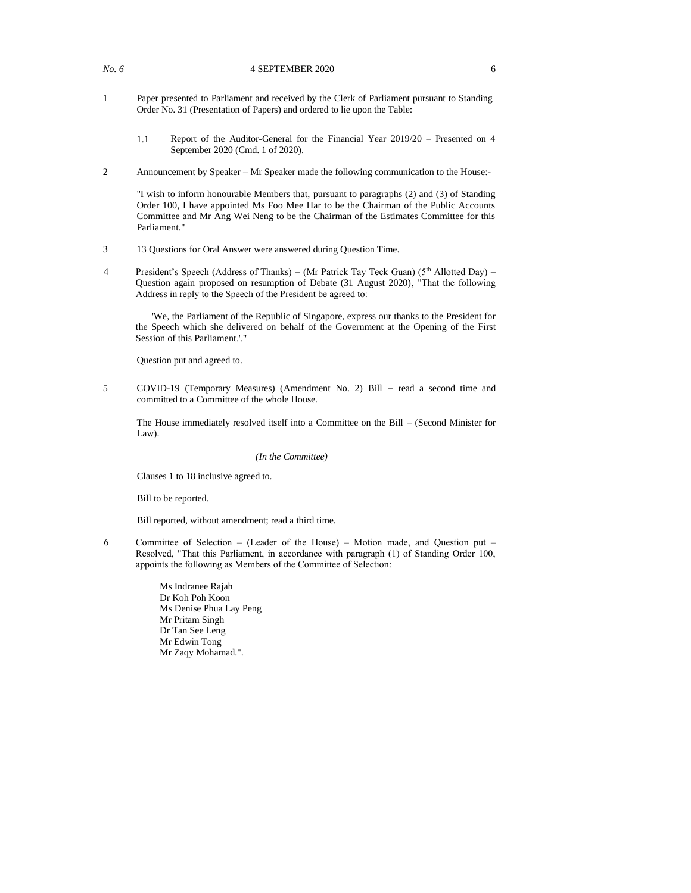1 Paper presented to Parliament and received by the Clerk of Parliament pursuant to Standing Order No. 31 (Presentation of Papers) and ordered to lie upon the Table:

   1.1 Report of the Auditor-General for the Financial Year 2019/20 – Presented on 4 September 2020 (Cmd. 1 of 2020).

2 Announcement by Speaker – Mr Speaker made the following communication to the House:-

   "I wish to inform honourable Members that, pursuant to paragraphs (2) and (3) of Standing Order 100, I have appointed Ms Foo Mee Har to be the Chairman of the Public Accounts Committee and Mr Ang Wei Neng to be the Chairman of the Estimates Committee for this Parliament."

3 13 Questions for Oral Answer were answered during Question Time.

4 President's Speech (Address of Thanks) – (Mr Patrick Tay Teck Guan) (5th Allotted Day) – Question again proposed on resumption of Debate (31 August 2020), "That the following Address in reply to the Speech of the President be agreed to:

   'We, the Parliament of the Republic of Singapore, express our thanks to the President for the Speech which she delivered on behalf of the Government at the Opening of the First Session of this Parliament.'."

   Question put and agreed to.

5 COVID-19 (Temporary Measures) (Amendment No. 2) Bill – read a second time and committed to a Committee of the whole House.

   The House immediately resolved itself into a Committee on the Bill – (Second Minister for Law).

   *(In the Committee)*

   Clauses 1 to 18 inclusive agreed to.

   Bill to be reported.

   Bill reported, without amendment; read a third time.

6 Committee of Selection – (Leader of the House) – Motion made, and Question put – Resolved, "That this Parliament, in accordance with paragraph (1) of Standing Order 100, appoints the following as Members of the Committee of Selection:

   Ms Indranee Rajah
   Dr Koh Poh Koon
   Ms Denise Phua Lay Peng
   Mr Pritam Singh
   Dr Tan See Leng
   Mr Edwin Tong
   Mr Zaqy Mohamad.".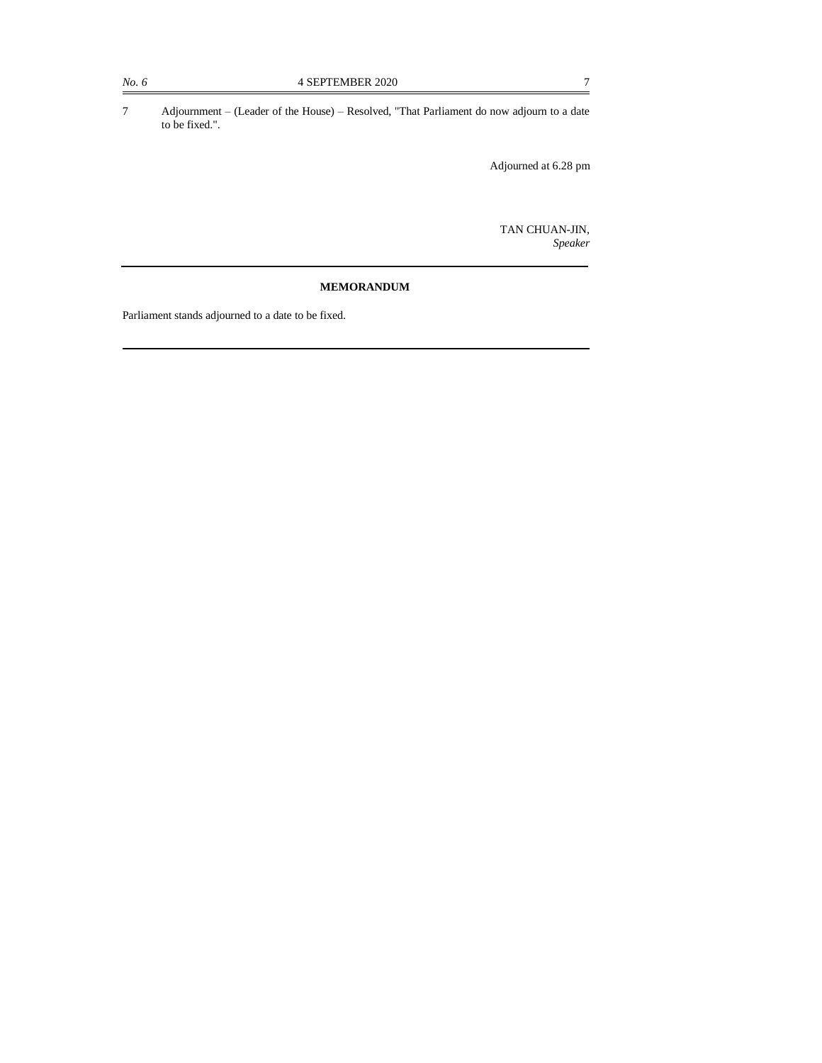7 Adjournment – (Leader of the House) – Resolved, "That Parliament do now adjourn to a date to be fixed.".

Adjourned at 6.28 pm

TAN CHUAN-JIN,
*Speaker*

---

**MEMORANDUM**

Parliament stands adjourned to a date to be fixed.

---